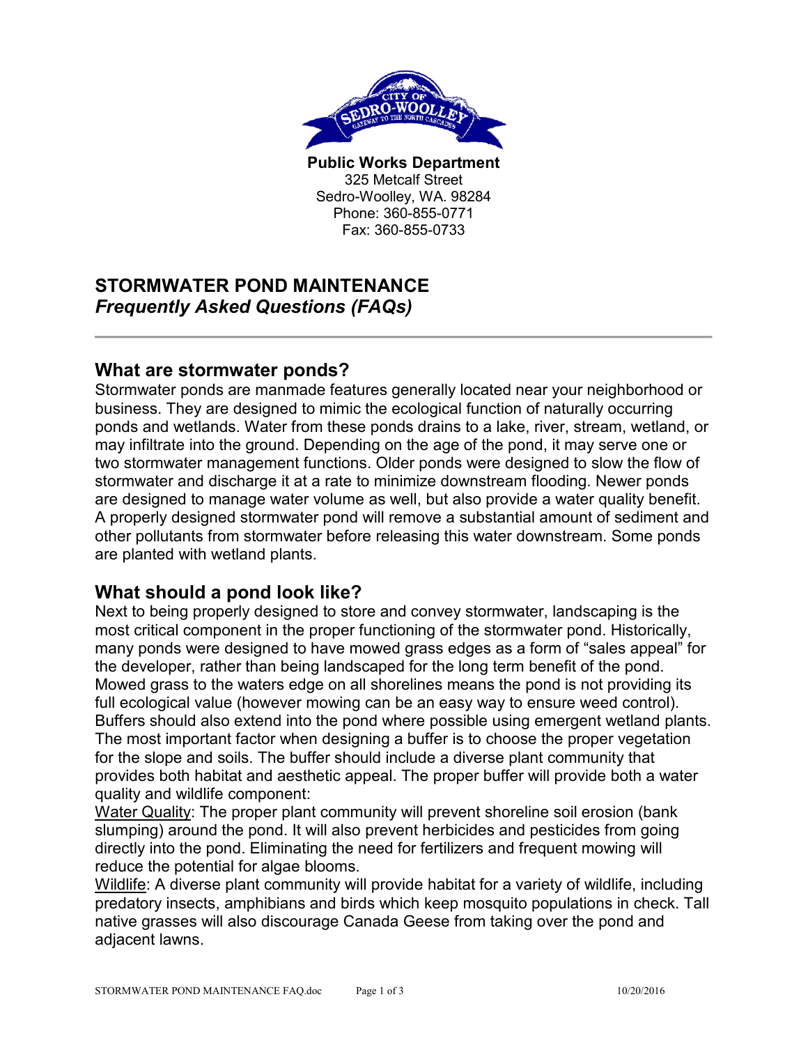**Public Works Department**
325 Metcalf Street
Sedro-Woolley, WA. 98284
Phone: 360-855-0771
Fax: 360-855-0733

# STORMWATER POND MAINTENANCE
***Frequently Asked Questions (FAQs)***

---

## What are stormwater ponds?

Stormwater ponds are manmade features generally located near your neighborhood or business. They are designed to mimic the ecological function of naturally occurring ponds and wetlands. Water from these ponds drains to a lake, river, stream, wetland, or may infiltrate into the ground. Depending on the age of the pond, it may serve one or two stormwater management functions. Older ponds were designed to slow the flow of stormwater and discharge it at a rate to minimize downstream flooding. Newer ponds are designed to manage water volume as well, but also provide a water quality benefit. A properly designed stormwater pond will remove a substantial amount of sediment and other pollutants from stormwater before releasing this water downstream. Some ponds are planted with wetland plants.

## What should a pond look like?

Next to being properly designed to store and convey stormwater, landscaping is the most critical component in the proper functioning of the stormwater pond. Historically, many ponds were designed to have mowed grass edges as a form of "sales appeal" for the developer, rather than being landscaped for the long term benefit of the pond. Mowed grass to the waters edge on all shorelines means the pond is not providing its full ecological value (however mowing can be an easy way to ensure weed control). Buffers should also extend into the pond where possible using emergent wetland plants. The most important factor when designing a buffer is to choose the proper vegetation for the slope and soils. The buffer should include a diverse plant community that provides both habitat and aesthetic appeal. The proper buffer will provide both a water quality and wildlife component:

Water Quality: The proper plant community will prevent shoreline soil erosion (bank slumping) around the pond. It will also prevent herbicides and pesticides from going directly into the pond. Eliminating the need for fertilizers and frequent mowing will reduce the potential for algae blooms.

Wildlife: A diverse plant community will provide habitat for a variety of wildlife, including predatory insects, amphibians and birds which keep mosquito populations in check. Tall native grasses will also discourage Canada Geese from taking over the pond and adjacent lawns.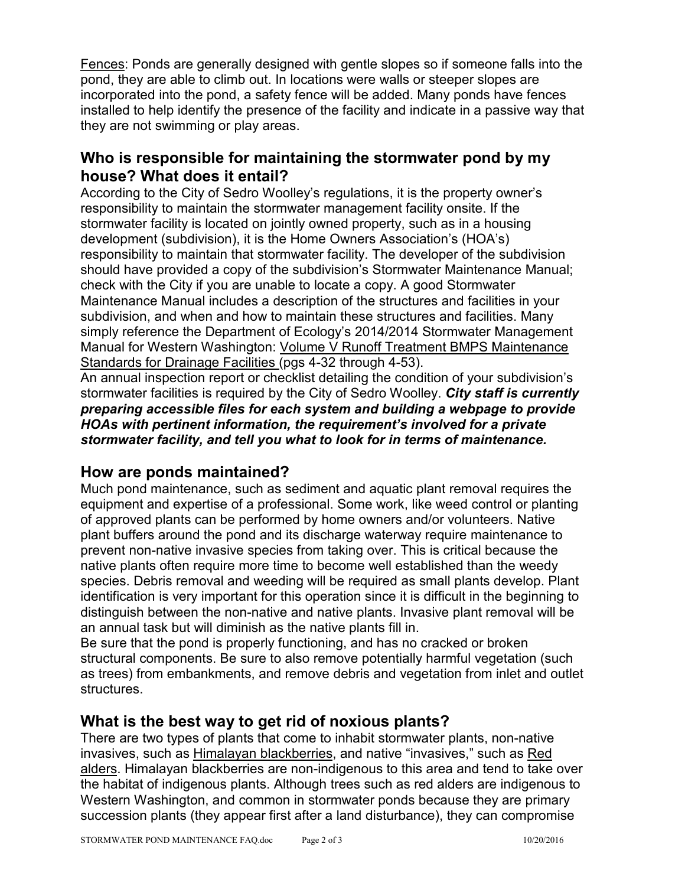Fences: Ponds are generally designed with gentle slopes so if someone falls into the pond, they are able to climb out. In locations were walls or steeper slopes are incorporated into the pond, a safety fence will be added. Many ponds have fences installed to help identify the presence of the facility and indicate in a passive way that they are not swimming or play areas.

## Who is responsible for maintaining the stormwater pond by my house? What does it entail?

According to the City of Sedro Woolley's regulations, it is the property owner's responsibility to maintain the stormwater management facility onsite. If the stormwater facility is located on jointly owned property, such as in a housing development (subdivision), it is the Home Owners Association's (HOA's) responsibility to maintain that stormwater facility. The developer of the subdivision should have provided a copy of the subdivision's Stormwater Maintenance Manual; check with the City if you are unable to locate a copy. A good Stormwater Maintenance Manual includes a description of the structures and facilities in your subdivision, and when and how to maintain these structures and facilities. Many simply reference the Department of Ecology's 2014/2014 Stormwater Management Manual for Western Washington: Volume V Runoff Treatment BMPS Maintenance Standards for Drainage Facilities (pgs 4-32 through 4-53).

An annual inspection report or checklist detailing the condition of your subdivision's stormwater facilities is required by the City of Sedro Woolley. ***City staff is currently preparing accessible files for each system and building a webpage to provide HOAs with pertinent information, the requirement's involved for a private stormwater facility, and tell you what to look for in terms of maintenance.***

## How are ponds maintained?

Much pond maintenance, such as sediment and aquatic plant removal requires the equipment and expertise of a professional. Some work, like weed control or planting of approved plants can be performed by home owners and/or volunteers. Native plant buffers around the pond and its discharge waterway require maintenance to prevent non-native invasive species from taking over. This is critical because the native plants often require more time to become well established than the weedy species. Debris removal and weeding will be required as small plants develop. Plant identification is very important for this operation since it is difficult in the beginning to distinguish between the non-native and native plants. Invasive plant removal will be an annual task but will diminish as the native plants fill in.

Be sure that the pond is properly functioning, and has no cracked or broken structural components. Be sure to also remove potentially harmful vegetation (such as trees) from embankments, and remove debris and vegetation from inlet and outlet structures.

## What is the best way to get rid of noxious plants?

There are two types of plants that come to inhabit stormwater plants, non-native invasives, such as Himalayan blackberries, and native "invasives," such as Red alders. Himalayan blackberries are non-indigenous to this area and tend to take over the habitat of indigenous plants. Although trees such as red alders are indigenous to Western Washington, and common in stormwater ponds because they are primary succession plants (they appear first after a land disturbance), they can compromise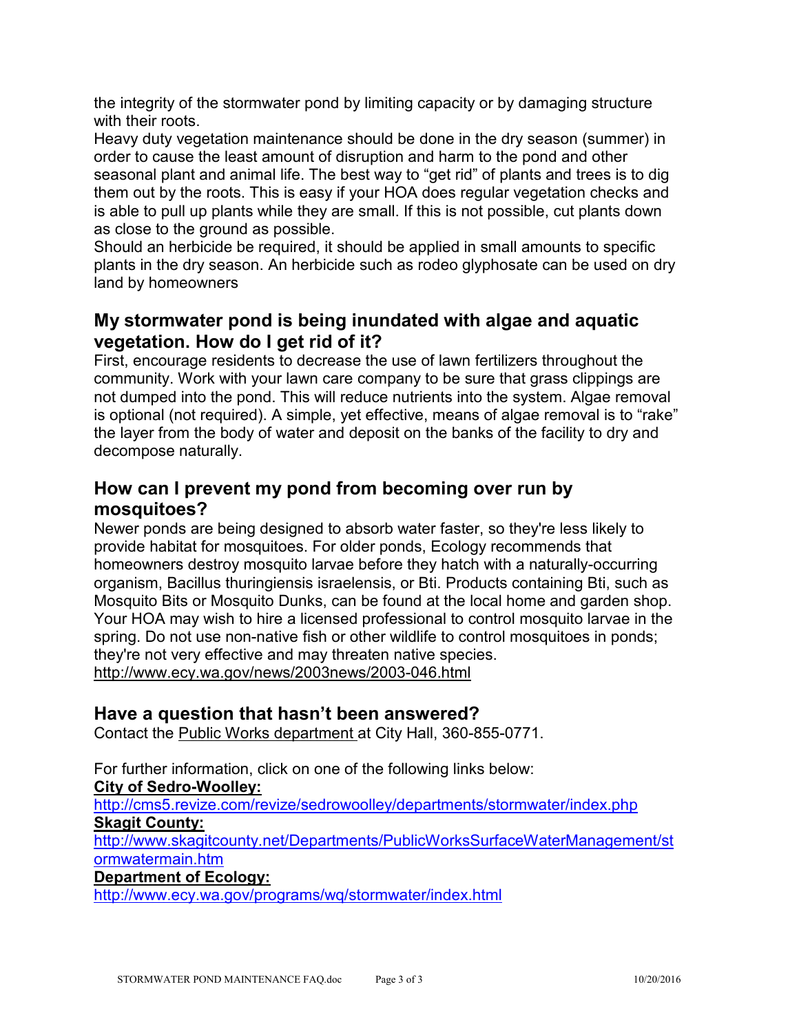the integrity of the stormwater pond by limiting capacity or by damaging structure with their roots.

Heavy duty vegetation maintenance should be done in the dry season (summer) in order to cause the least amount of disruption and harm to the pond and other seasonal plant and animal life. The best way to "get rid" of plants and trees is to dig them out by the roots. This is easy if your HOA does regular vegetation checks and is able to pull up plants while they are small. If this is not possible, cut plants down as close to the ground as possible.

Should an herbicide be required, it should be applied in small amounts to specific plants in the dry season. An herbicide such as rodeo glyphosate can be used on dry land by homeowners

## My stormwater pond is being inundated with algae and aquatic vegetation. How do I get rid of it?

First, encourage residents to decrease the use of lawn fertilizers throughout the community. Work with your lawn care company to be sure that grass clippings are not dumped into the pond. This will reduce nutrients into the system. Algae removal is optional (not required). A simple, yet effective, means of algae removal is to "rake" the layer from the body of water and deposit on the banks of the facility to dry and decompose naturally.

## How can I prevent my pond from becoming over run by mosquitoes?

Newer ponds are being designed to absorb water faster, so they're less likely to provide habitat for mosquitoes. For older ponds, Ecology recommends that homeowners destroy mosquito larvae before they hatch with a naturally-occurring organism, Bacillus thuringiensis israelensis, or Bti. Products containing Bti, such as Mosquito Bits or Mosquito Dunks, can be found at the local home and garden shop. Your HOA may wish to hire a licensed professional to control mosquito larvae in the spring. Do not use non-native fish or other wildlife to control mosquitoes in ponds; they're not very effective and may threaten native species.
http://www.ecy.wa.gov/news/2003news/2003-046.html

## Have a question that hasn't been answered?

Contact the Public Works department at City Hall, 360-855-0771.

For further information, click on one of the following links below:

**City of Sedro-Woolley:**
http://cms5.revize.com/revize/sedrowoolley/departments/stormwater/index.php

**Skagit County:**
http://www.skagitcounty.net/Departments/PublicWorksSurfaceWaterManagement/stormwatermain.htm

**Department of Ecology:**
http://www.ecy.wa.gov/programs/wq/stormwater/index.html